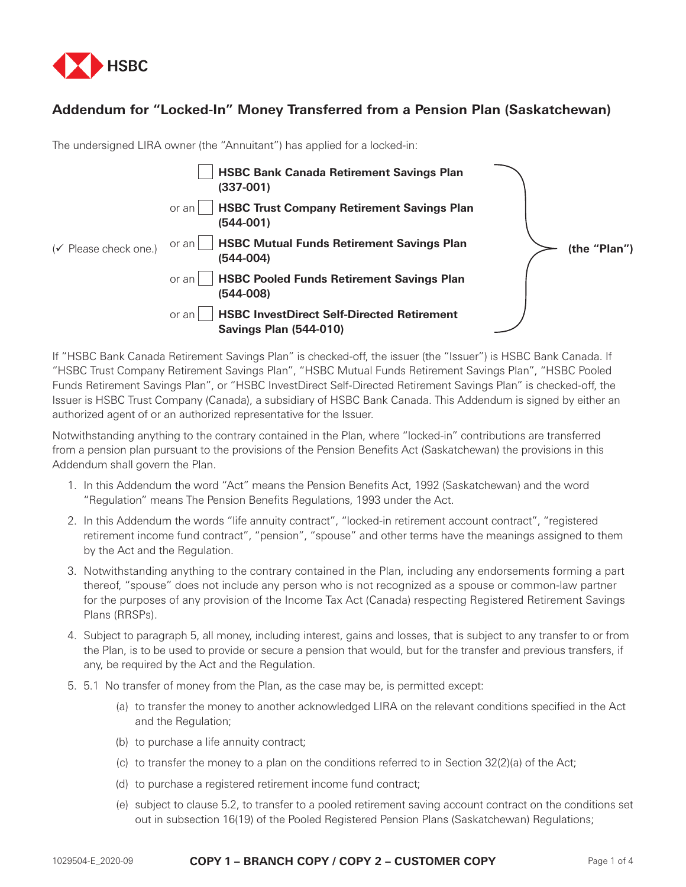## Addendum for "Locked-In" Money Transferred from a Pension Plan (Saskatchewan)

The undersigned LIRA owner (the "Annuitant") has applied for a locked-in:

(✓ Please check one.)

- ☐ **HSBC Bank Canada Retirement Savings Plan (337-001)**
- or an ☐ **HSBC Trust Company Retirement Savings Plan (544-001)**
- or an ☐ **HSBC Mutual Funds Retirement Savings Plan (544-004)**
- or an ☐ **HSBC Pooled Funds Retirement Savings Plan (544-008)**
- or an ☐ **HSBC InvestDirect Self-Directed Retirement Savings Plan (544-010)**

**(the "Plan")**

If "HSBC Bank Canada Retirement Savings Plan" is checked-off, the issuer (the "Issuer") is HSBC Bank Canada. If "HSBC Trust Company Retirement Savings Plan", "HSBC Mutual Funds Retirement Savings Plan", "HSBC Pooled Funds Retirement Savings Plan", or "HSBC InvestDirect Self-Directed Retirement Savings Plan" is checked-off, the Issuer is HSBC Trust Company (Canada), a subsidiary of HSBC Bank Canada. This Addendum is signed by either an authorized agent of or an authorized representative for the Issuer.

Notwithstanding anything to the contrary contained in the Plan, where "locked-in" contributions are transferred from a pension plan pursuant to the provisions of the Pension Benefits Act (Saskatchewan) the provisions in this Addendum shall govern the Plan.

1. In this Addendum the word "Act" means the Pension Benefits Act, 1992 (Saskatchewan) and the word "Regulation" means The Pension Benefits Regulations, 1993 under the Act.
2. In this Addendum the words "life annuity contract", "locked-in retirement account contract", "registered retirement income fund contract", "pension", "spouse" and other terms have the meanings assigned to them by the Act and the Regulation.
3. Notwithstanding anything to the contrary contained in the Plan, including any endorsements forming a part thereof, "spouse" does not include any person who is not recognized as a spouse or common-law partner for the purposes of any provision of the Income Tax Act (Canada) respecting Registered Retirement Savings Plans (RRSPs).
4. Subject to paragraph 5, all money, including interest, gains and losses, that is subject to any transfer to or from the Plan, is to be used to provide or secure a pension that would, but for the transfer and previous transfers, if any, be required by the Act and the Regulation.
5. 5.1 No transfer of money from the Plan, as the case may be, is permitted except:
   - (a) to transfer the money to another acknowledged LIRA on the relevant conditions specified in the Act and the Regulation;
   - (b) to purchase a life annuity contract;
   - (c) to transfer the money to a plan on the conditions referred to in Section 32(2)(a) of the Act;
   - (d) to purchase a registered retirement income fund contract;
   - (e) subject to clause 5.2, to transfer to a pooled retirement saving account contract on the conditions set out in subsection 16(19) of the Pooled Registered Pension Plans (Saskatchewan) Regulations;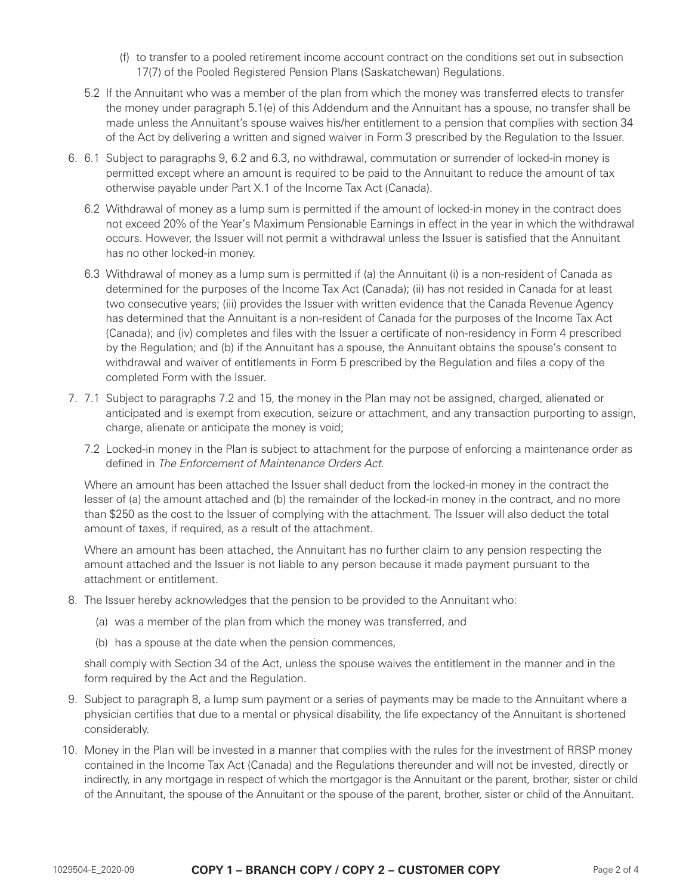(f) to transfer to a pooled retirement income account contract on the conditions set out in subsection 17(7) of the Pooled Registered Pension Plans (Saskatchewan) Regulations.

5.2 If the Annuitant who was a member of the plan from which the money was transferred elects to transfer the money under paragraph 5.1(e) of this Addendum and the Annuitant has a spouse, no transfer shall be made unless the Annuitant's spouse waives his/her entitlement to a pension that complies with section 34 of the Act by delivering a written and signed waiver in Form 3 prescribed by the Regulation to the Issuer.

6. 6.1 Subject to paragraphs 9, 6.2 and 6.3, no withdrawal, commutation or surrender of locked-in money is permitted except where an amount is required to be paid to the Annuitant to reduce the amount of tax otherwise payable under Part X.1 of the Income Tax Act (Canada).

6.2 Withdrawal of money as a lump sum is permitted if the amount of locked-in money in the contract does not exceed 20% of the Year's Maximum Pensionable Earnings in effect in the year in which the withdrawal occurs. However, the Issuer will not permit a withdrawal unless the Issuer is satisfied that the Annuitant has no other locked-in money.

6.3 Withdrawal of money as a lump sum is permitted if (a) the Annuitant (i) is a non-resident of Canada as determined for the purposes of the Income Tax Act (Canada); (ii) has not resided in Canada for at least two consecutive years; (iii) provides the Issuer with written evidence that the Canada Revenue Agency has determined that the Annuitant is a non-resident of Canada for the purposes of the Income Tax Act (Canada); and (iv) completes and files with the Issuer a certificate of non-residency in Form 4 prescribed by the Regulation; and (b) if the Annuitant has a spouse, the Annuitant obtains the spouse's consent to withdrawal and waiver of entitlements in Form 5 prescribed by the Regulation and files a copy of the completed Form with the Issuer.

7. 7.1 Subject to paragraphs 7.2 and 15, the money in the Plan may not be assigned, charged, alienated or anticipated and is exempt from execution, seizure or attachment, and any transaction purporting to assign, charge, alienate or anticipate the money is void;

7.2 Locked-in money in the Plan is subject to attachment for the purpose of enforcing a maintenance order as defined in *The Enforcement of Maintenance Orders Act*.

Where an amount has been attached the Issuer shall deduct from the locked-in money in the contract the lesser of (a) the amount attached and (b) the remainder of the locked-in money in the contract, and no more than $250 as the cost to the Issuer of complying with the attachment. The Issuer will also deduct the total amount of taxes, if required, as a result of the attachment.

Where an amount has been attached, the Annuitant has no further claim to any pension respecting the amount attached and the Issuer is not liable to any person because it made payment pursuant to the attachment or entitlement.

8. The Issuer hereby acknowledges that the pension to be provided to the Annuitant who:

   (a) was a member of the plan from which the money was transferred, and

   (b) has a spouse at the date when the pension commences,

   shall comply with Section 34 of the Act, unless the spouse waives the entitlement in the manner and in the form required by the Act and the Regulation.

9. Subject to paragraph 8, a lump sum payment or a series of payments may be made to the Annuitant where a physician certifies that due to a mental or physical disability, the life expectancy of the Annuitant is shortened considerably.

10. Money in the Plan will be invested in a manner that complies with the rules for the investment of RRSP money contained in the Income Tax Act (Canada) and the Regulations thereunder and will not be invested, directly or indirectly, in any mortgage in respect of which the mortgagor is the Annuitant or the parent, brother, sister or child of the Annuitant, the spouse of the Annuitant or the spouse of the parent, brother, sister or child of the Annuitant.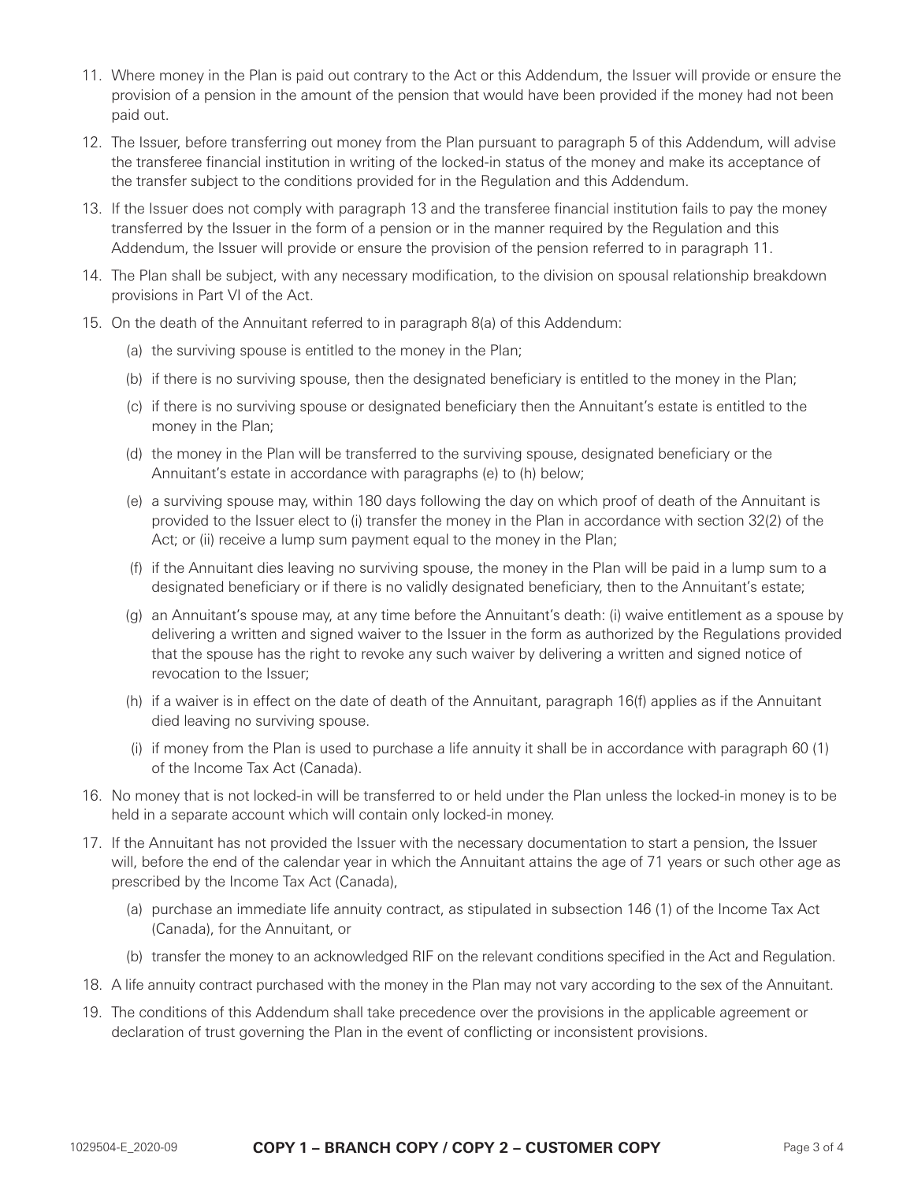11. Where money in the Plan is paid out contrary to the Act or this Addendum, the Issuer will provide or ensure the provision of a pension in the amount of the pension that would have been provided if the money had not been paid out.
12. The Issuer, before transferring out money from the Plan pursuant to paragraph 5 of this Addendum, will advise the transferee financial institution in writing of the locked-in status of the money and make its acceptance of the transfer subject to the conditions provided for in the Regulation and this Addendum.
13. If the Issuer does not comply with paragraph 13 and the transferee financial institution fails to pay the money transferred by the Issuer in the form of a pension or in the manner required by the Regulation and this Addendum, the Issuer will provide or ensure the provision of the pension referred to in paragraph 11.
14. The Plan shall be subject, with any necessary modification, to the division on spousal relationship breakdown provisions in Part VI of the Act.
15. On the death of the Annuitant referred to in paragraph 8(a) of this Addendum:
    - (a) the surviving spouse is entitled to the money in the Plan;
    - (b) if there is no surviving spouse, then the designated beneficiary is entitled to the money in the Plan;
    - (c) if there is no surviving spouse or designated beneficiary then the Annuitant's estate is entitled to the money in the Plan;
    - (d) the money in the Plan will be transferred to the surviving spouse, designated beneficiary or the Annuitant's estate in accordance with paragraphs (e) to (h) below;
    - (e) a surviving spouse may, within 180 days following the day on which proof of death of the Annuitant is provided to the Issuer elect to (i) transfer the money in the Plan in accordance with section 32(2) of the Act; or (ii) receive a lump sum payment equal to the money in the Plan;
    - (f) if the Annuitant dies leaving no surviving spouse, the money in the Plan will be paid in a lump sum to a designated beneficiary or if there is no validly designated beneficiary, then to the Annuitant's estate;
    - (g) an Annuitant's spouse may, at any time before the Annuitant's death: (i) waive entitlement as a spouse by delivering a written and signed waiver to the Issuer in the form as authorized by the Regulations provided that the spouse has the right to revoke any such waiver by delivering a written and signed notice of revocation to the Issuer;
    - (h) if a waiver is in effect on the date of death of the Annuitant, paragraph 16(f) applies as if the Annuitant died leaving no surviving spouse.
    - (i) if money from the Plan is used to purchase a life annuity it shall be in accordance with paragraph 60 (1) of the Income Tax Act (Canada).
16. No money that is not locked-in will be transferred to or held under the Plan unless the locked-in money is to be held in a separate account which will contain only locked-in money.
17. If the Annuitant has not provided the Issuer with the necessary documentation to start a pension, the Issuer will, before the end of the calendar year in which the Annuitant attains the age of 71 years or such other age as prescribed by the Income Tax Act (Canada),
    - (a) purchase an immediate life annuity contract, as stipulated in subsection 146 (1) of the Income Tax Act (Canada), for the Annuitant, or
    - (b) transfer the money to an acknowledged RIF on the relevant conditions specified in the Act and Regulation.
18. A life annuity contract purchased with the money in the Plan may not vary according to the sex of the Annuitant.
19. The conditions of this Addendum shall take precedence over the provisions in the applicable agreement or declaration of trust governing the Plan in the event of conflicting or inconsistent provisions.

1029504-E_2020-09 **COPY 1 – BRANCH COPY / COPY 2 – CUSTOMER COPY**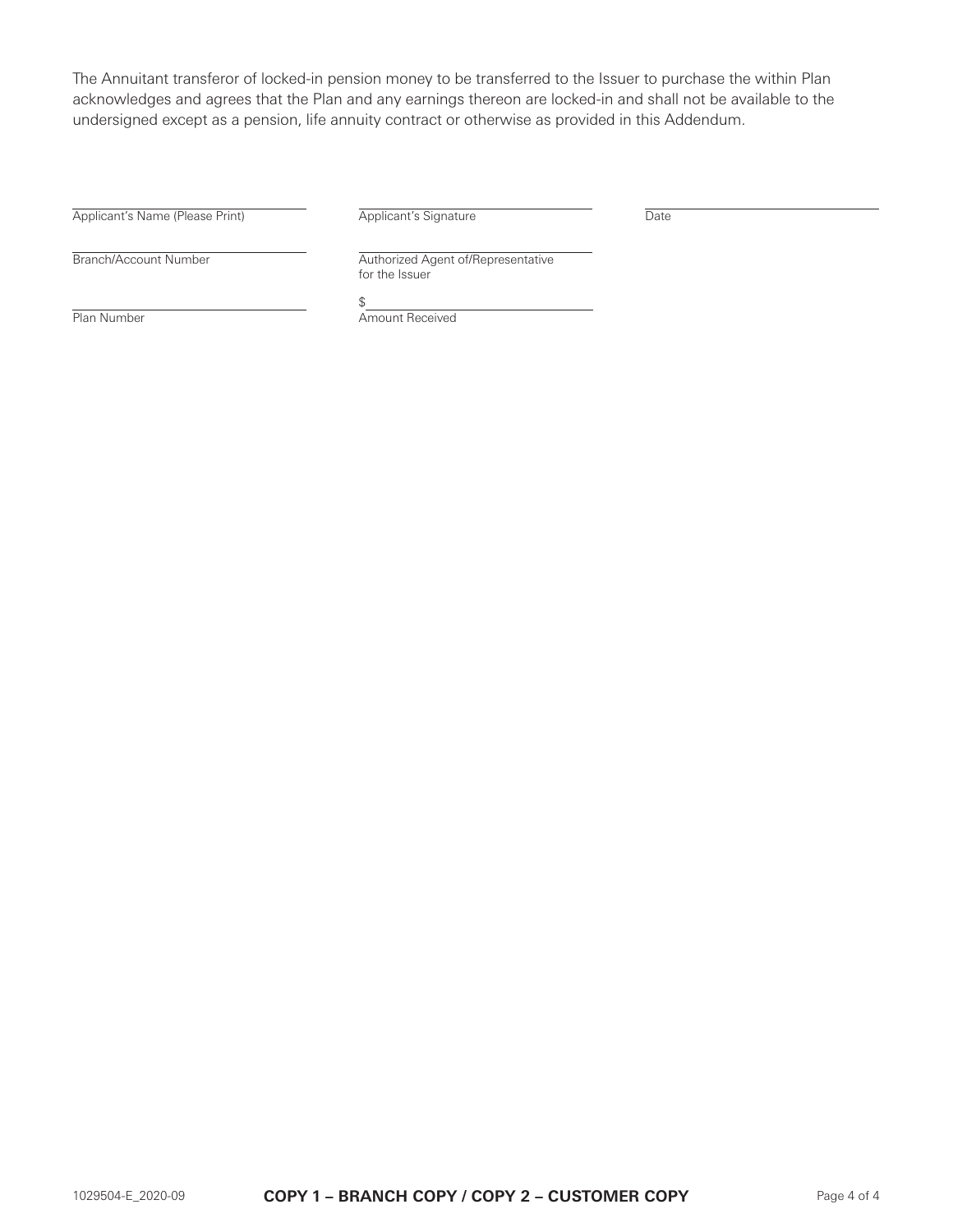The Annuitant transferor of locked-in pension money to be transferred to the Issuer to purchase the within Plan acknowledges and agrees that the Plan and any earnings thereon are locked-in and shall not be available to the undersigned except as a pension, life annuity contract or otherwise as provided in this Addendum.

| | | |
|---|---|---|
| Applicant's Name (Please Print) | Applicant's Signature | Date |
| Branch/Account Number | Authorized Agent of/Representative for the Issuer | |
| Plan Number | $ Amount Received | |

1029504-E_2020-09

**COPY 1 – BRANCH COPY / COPY 2 – CUSTOMER COPY**